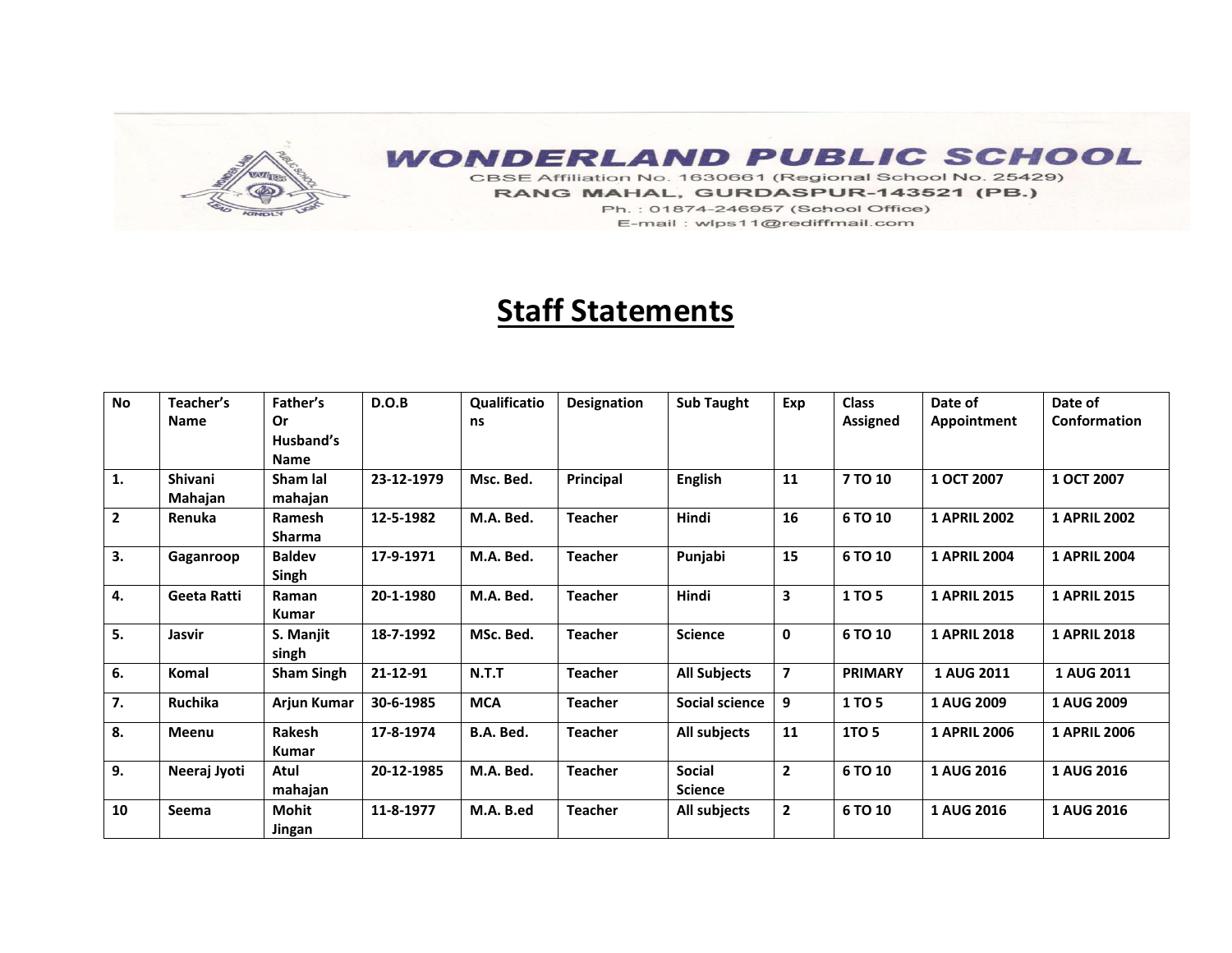# WONDERLAND PUBLIC SCHOOL

CBSE Affiliation No. 1630661 (Regional School No. 25429)

RANG MAHAL, GURDASPUR-143521 (PB.)

Ph. : 01874-246957 (School Office)

E-mail : wlps11@rediffmail.com

## Staff Statements

| No | Teacher's Name | Father's Or Husband's Name | D.O.B | Qualifications | Designation | Sub Taught | Exp | Class Assigned | Date of Appointment | Date of Conformation |
|---|---|---|---|---|---|---|---|---|---|---|
| 1. | Shivani Mahajan | Sham lal mahajan | 23-12-1979 | Msc. Bed. | Principal | English | 11 | 7 TO 10 | 1 OCT 2007 | 1 OCT 2007 |
| 2 | Renuka | Ramesh Sharma | 12-5-1982 | M.A. Bed. | Teacher | Hindi | 16 | 6 TO 10 | 1 APRIL 2002 | 1 APRIL 2002 |
| 3. | Gaganroop | Baldev Singh | 17-9-1971 | M.A. Bed. | Teacher | Punjabi | 15 | 6 TO 10 | 1 APRIL 2004 | 1 APRIL 2004 |
| 4. | Geeta Ratti | Raman Kumar | 20-1-1980 | M.A. Bed. | Teacher | Hindi | 3 | 1 TO 5 | 1 APRIL 2015 | 1 APRIL 2015 |
| 5. | Jasvir | S. Manjit singh | 18-7-1992 | MSc. Bed. | Teacher | Science | 0 | 6 TO 10 | 1 APRIL 2018 | 1 APRIL 2018 |
| 6. | Komal | Sham Singh | 21-12-91 | N.T.T | Teacher | All Subjects | 7 | PRIMARY | 1 AUG 2011 | 1 AUG 2011 |
| 7. | Ruchika | Arjun Kumar | 30-6-1985 | MCA | Teacher | Social science | 9 | 1 TO 5 | 1 AUG 2009 | 1 AUG 2009 |
| 8. | Meenu | Rakesh Kumar | 17-8-1974 | B.A. Bed. | Teacher | All subjects | 11 | 1TO 5 | 1 APRIL 2006 | 1 APRIL 2006 |
| 9. | Neeraj Jyoti | Atul mahajan | 20-12-1985 | M.A. Bed. | Teacher | Social Science | 2 | 6 TO 10 | 1 AUG 2016 | 1 AUG 2016 |
| 10 | Seema | Mohit Jingan | 11-8-1977 | M.A. B.ed | Teacher | All subjects | 2 | 6 TO 10 | 1 AUG 2016 | 1 AUG 2016 |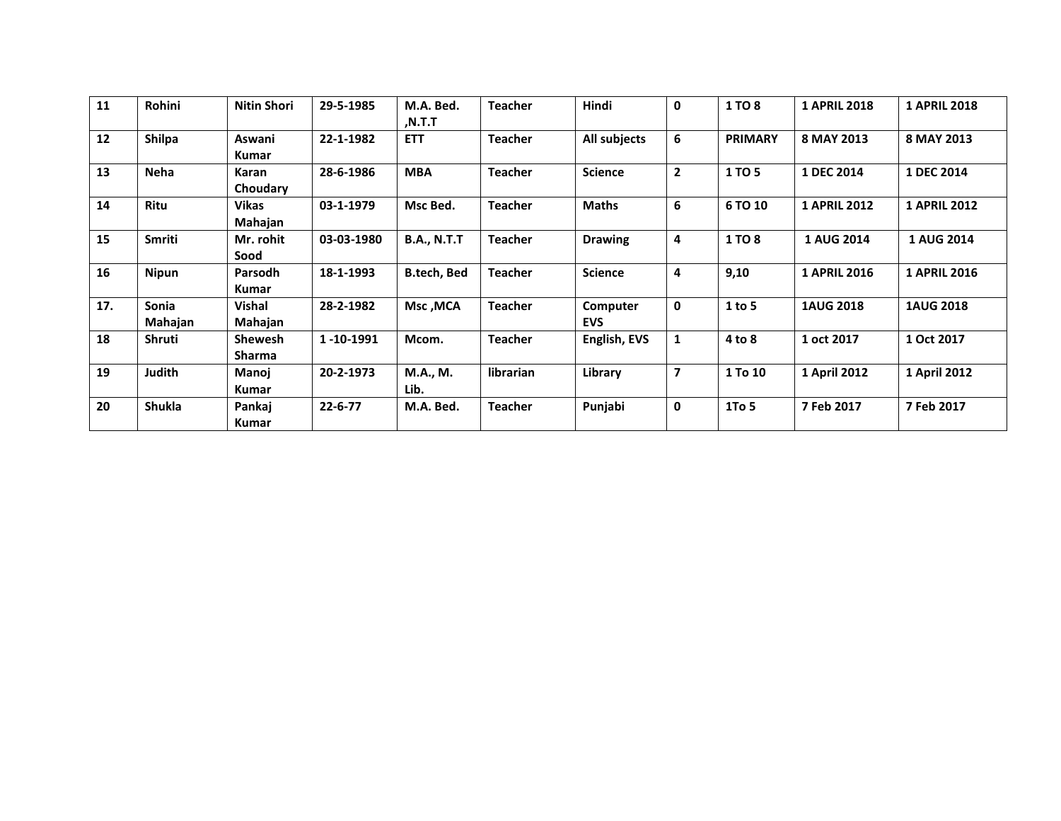| | | | | | | | | | | |
|---|---|---|---|---|---|---|---|---|---|---|
| **11** | **Rohini** | **Nitin Shori** | **29-5-1985** | **M.A. Bed. ,N.T.T** | **Teacher** | **Hindi** | **0** | **1 TO 8** | **1 APRIL 2018** | **1 APRIL 2018** |
| **12** | **Shilpa** | **Aswani Kumar** | **22-1-1982** | **ETT** | **Teacher** | **All subjects** | **6** | **PRIMARY** | **8 MAY 2013** | **8 MAY 2013** |
| **13** | **Neha** | **Karan Choudary** | **28-6-1986** | **MBA** | **Teacher** | **Science** | **2** | **1 TO 5** | **1 DEC 2014** | **1 DEC 2014** |
| **14** | **Ritu** | **Vikas Mahajan** | **03-1-1979** | **Msc Bed.** | **Teacher** | **Maths** | **6** | **6 TO 10** | **1 APRIL 2012** | **1 APRIL 2012** |
| **15** | **Smriti** | **Mr. rohit Sood** | **03-03-1980** | **B.A., N.T.T** | **Teacher** | **Drawing** | **4** | **1 TO 8** | **1 AUG 2014** | **1 AUG 2014** |
| **16** | **Nipun** | **Parsodh Kumar** | **18-1-1993** | **B.tech, Bed** | **Teacher** | **Science** | **4** | **9,10** | **1 APRIL 2016** | **1 APRIL 2016** |
| **17.** | **Sonia Mahajan** | **Vishal Mahajan** | **28-2-1982** | **Msc ,MCA** | **Teacher** | **Computer EVS** | **0** | **1 to 5** | **1AUG 2018** | **1AUG 2018** |
| **18** | **Shruti** | **Shewesh Sharma** | **1 -10-1991** | **Mcom.** | **Teacher** | **English, EVS** | **1** | **4 to 8** | **1 oct 2017** | **1 Oct 2017** |
| **19** | **Judith** | **Manoj Kumar** | **20-2-1973** | **M.A., M. Lib.** | **librarian** | **Library** | **7** | **1 To 10** | **1 April 2012** | **1 April 2012** |
| **20** | **Shukla** | **Pankaj Kumar** | **22-6-77** | **M.A. Bed.** | **Teacher** | **Punjabi** | **0** | **1To 5** | **7 Feb 2017** | **7 Feb 2017** |